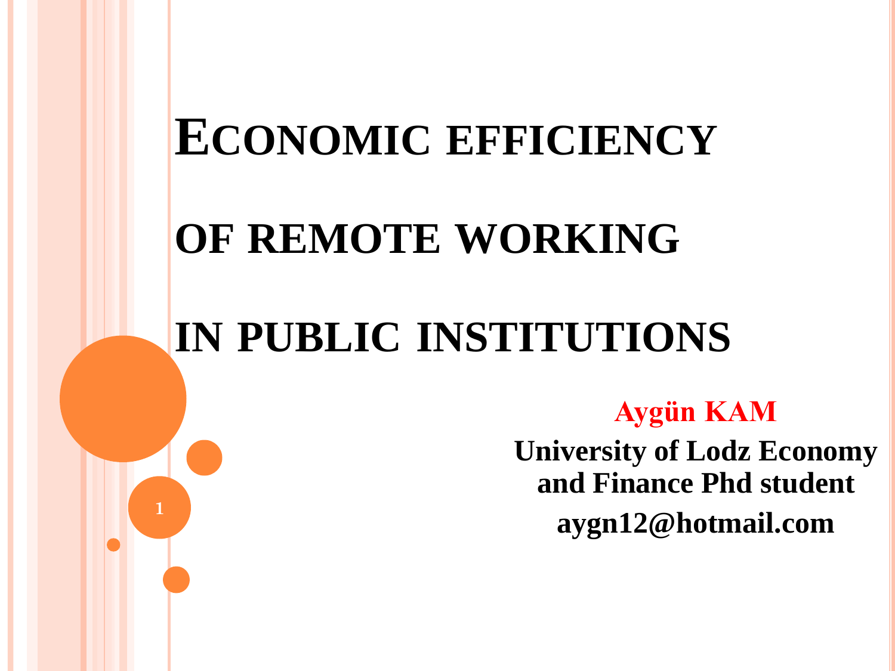# Economic efficiency of remote working in public institutions

**Aygün KAM**

**University of Lodz Economy and Finance Phd student**

**aygn12@hotmail.com**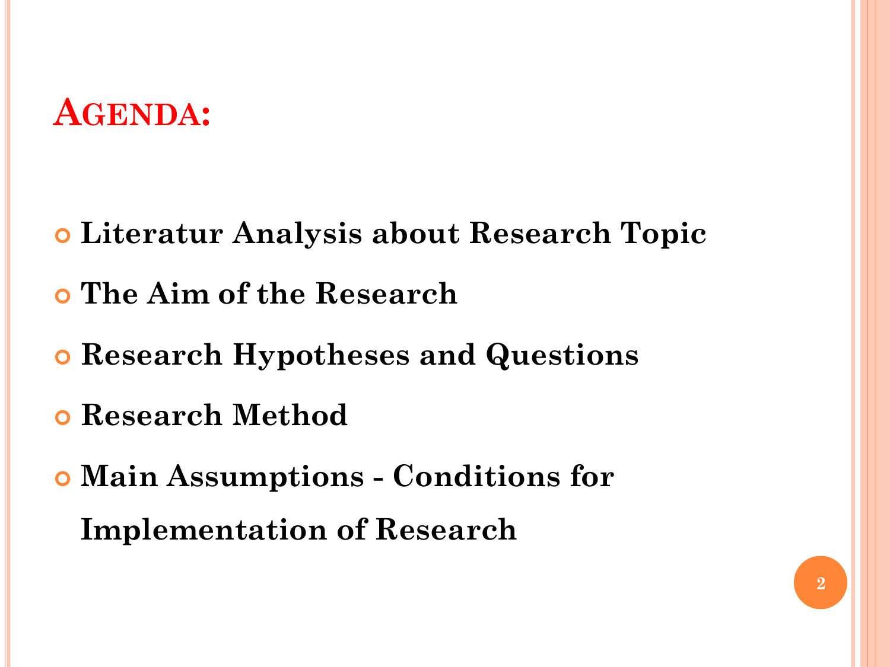# Agenda:

- **Literatur Analysis about Research Topic**
- **The Aim of the Research**
- **Research Hypotheses and Questions**
- **Research Method**
- **Main Assumptions - Conditions for Implementation of Research**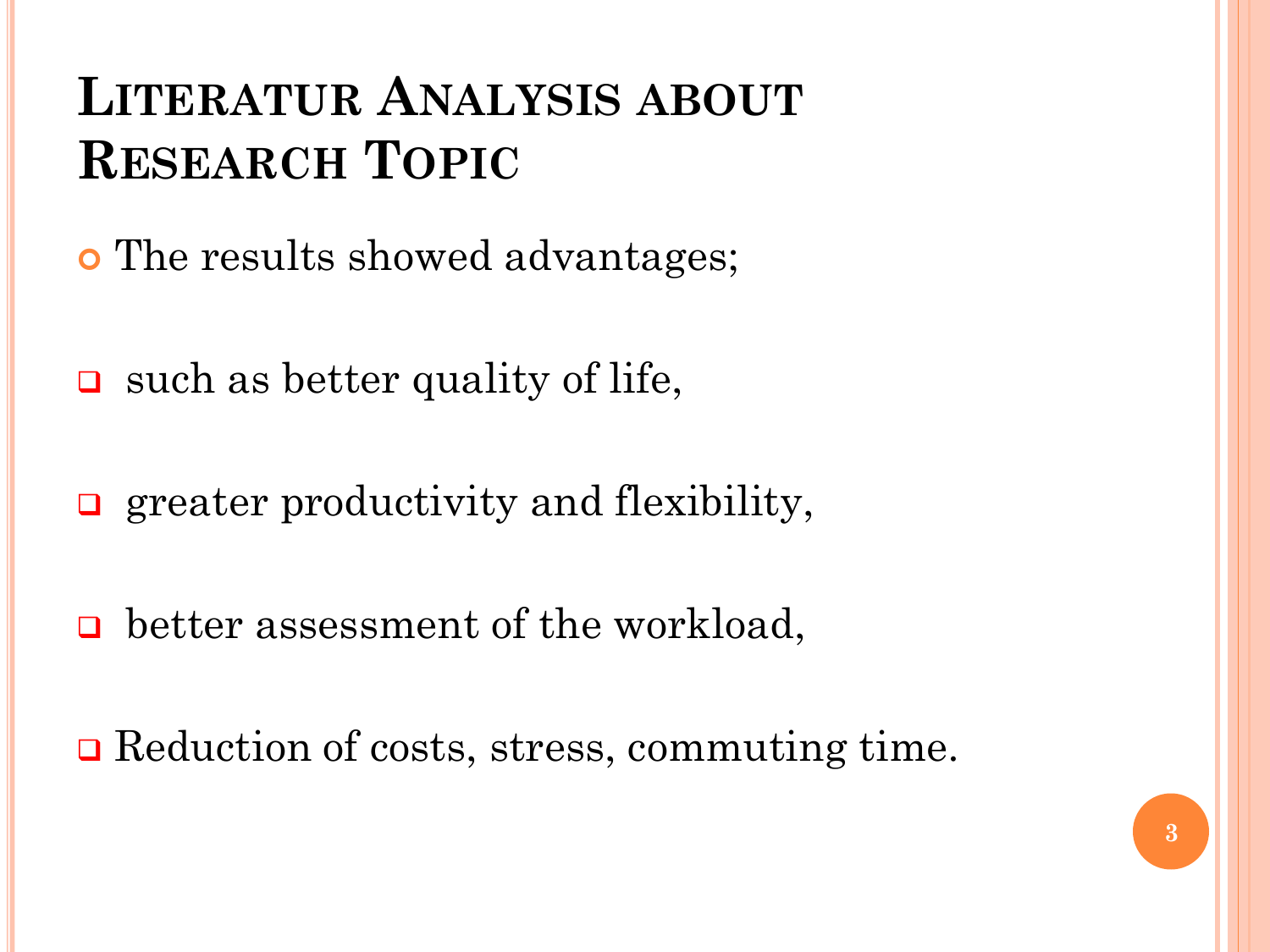# Literatur Analysis about Research Topic

- The results showed advantages;

- such as better quality of life,
- greater productivity and flexibility,
- better assessment of the workload,
- Reduction of costs, stress, commuting time.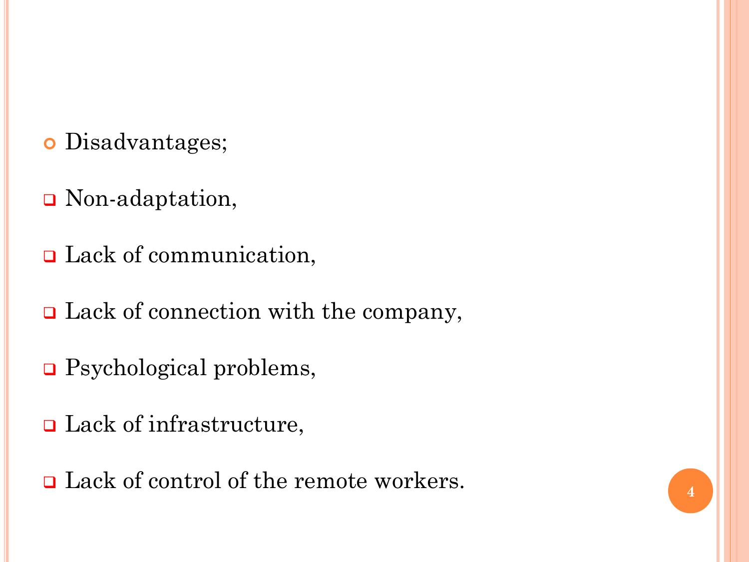- Disadvantages;

- Non-adaptation,
- Lack of communication,
- Lack of connection with the company,
- Psychological problems,
- Lack of infrastructure,
- Lack of control of the remote workers.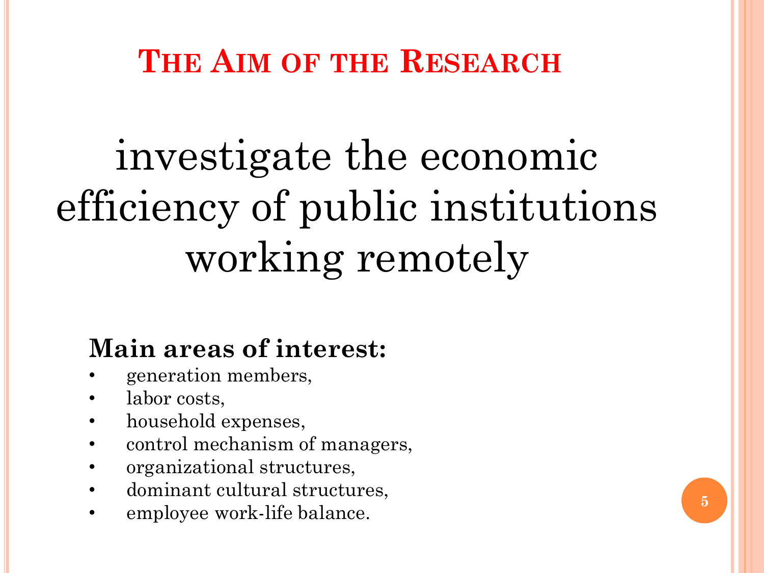# The Aim of the Research

investigate the economic efficiency of public institutions working remotely

**Main areas of interest:**

- generation members,
- labor costs,
- household expenses,
- control mechanism of managers,
- organizational structures,
- dominant cultural structures,
- employee work-life balance.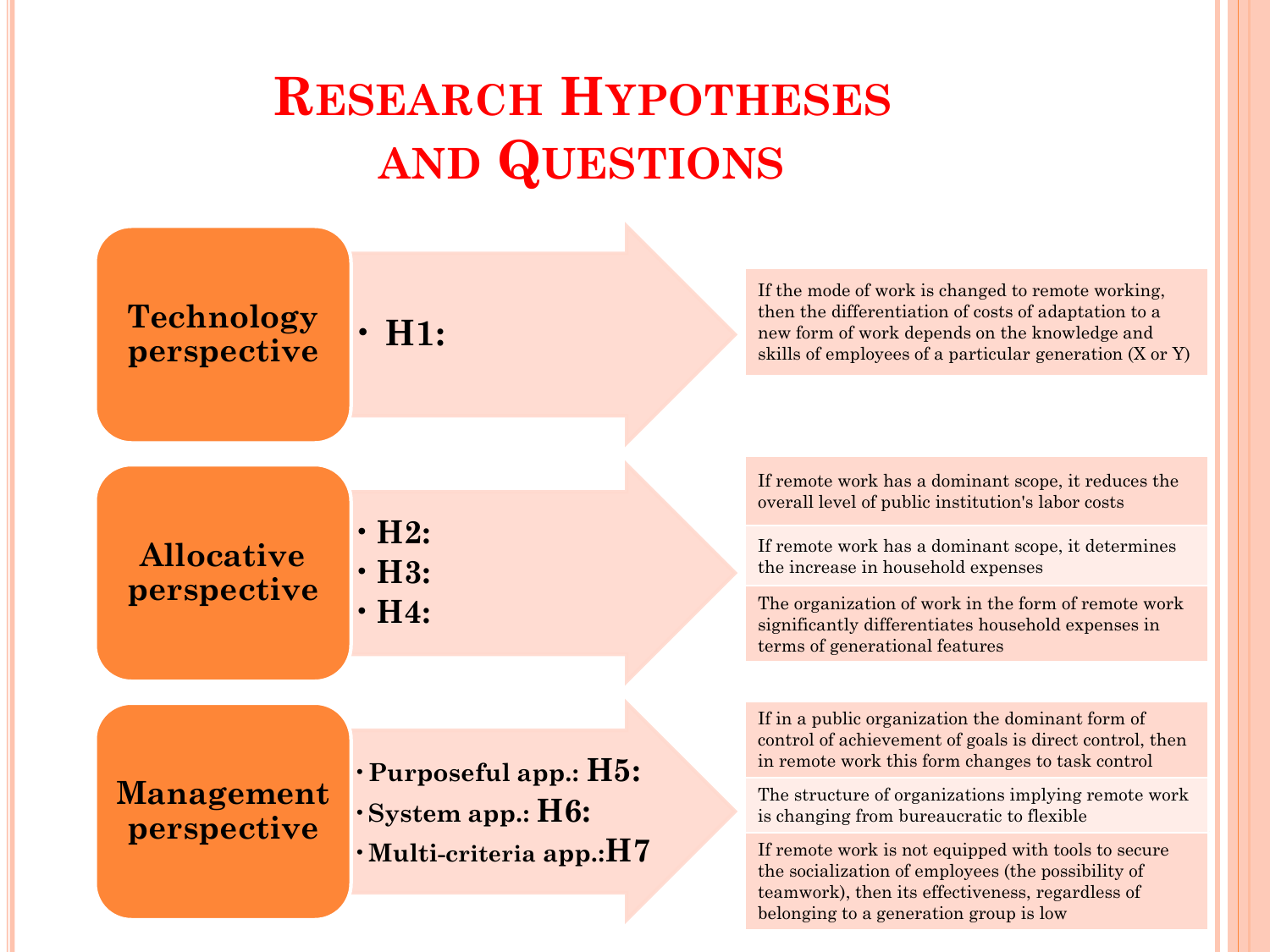# Research Hypotheses and Questions

## Technology perspective

- **H1:** If the mode of work is changed to remote working, then the differentiation of costs of adaptation to a new form of work depends on the knowledge and skills of employees of a particular generation (X or Y)

## Allocative perspective

- **H2:** If remote work has a dominant scope, it reduces the overall level of public institution's labor costs
- **H3:** If remote work has a dominant scope, it determines the increase in household expenses
- **H4:** The organization of work in the form of remote work significantly differentiates household expenses in terms of generational features

## Management perspective

- **Purposeful app.: H5:** If in a public organization the dominant form of control of achievement of goals is direct control, then in remote work this form changes to task control
- **System app.: H6:** The structure of organizations implying remote work is changing from bureaucratic to flexible
- **Multi-criteria app.: H7** If remote work is not equipped with tools to secure the socialization of employees (the possibility of teamwork), then its effectiveness, regardless of belonging to a generation group is low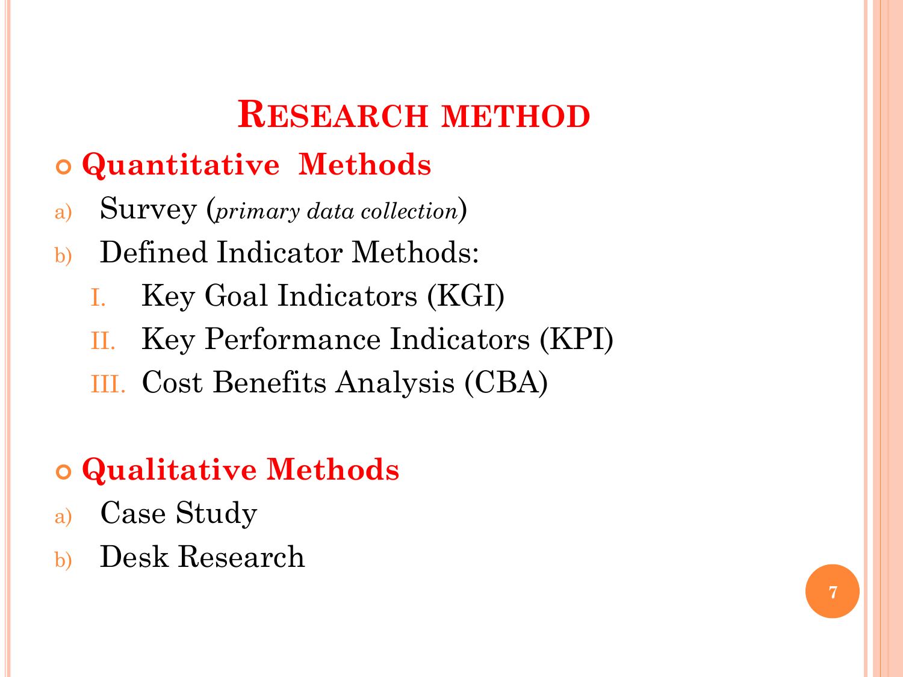# Research method

- **Quantitative Methods**

a) Survey (*primary data collection*)

b) Defined Indicator Methods:

   I. Key Goal Indicators (KGI)

   II. Key Performance Indicators (KPI)

   III. Cost Benefits Analysis (CBA)

- **Qualitative Methods**

a) Case Study

b) Desk Research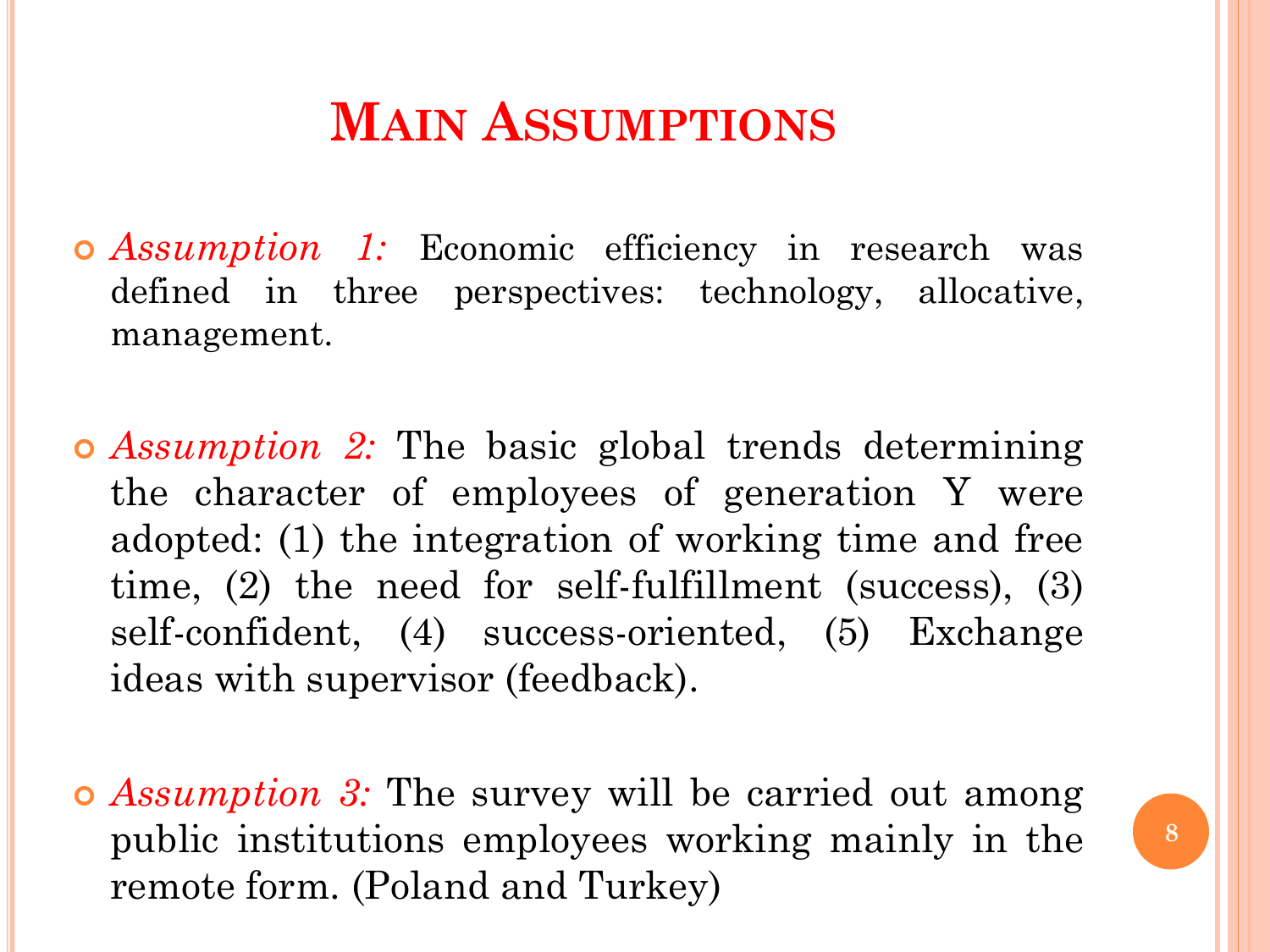# Main Assumptions

- *Assumption 1:* Economic efficiency in research was defined in three perspectives: technology, allocative, management.

- *Assumption 2:* The basic global trends determining the character of employees of generation Y were adopted: (1) the integration of working time and free time, (2) the need for self-fulfillment (success), (3) self-confident, (4) success-oriented, (5) Exchange ideas with supervisor (feedback).

- *Assumption 3:* The survey will be carried out among public institutions employees working mainly in the remote form. (Poland and Turkey)